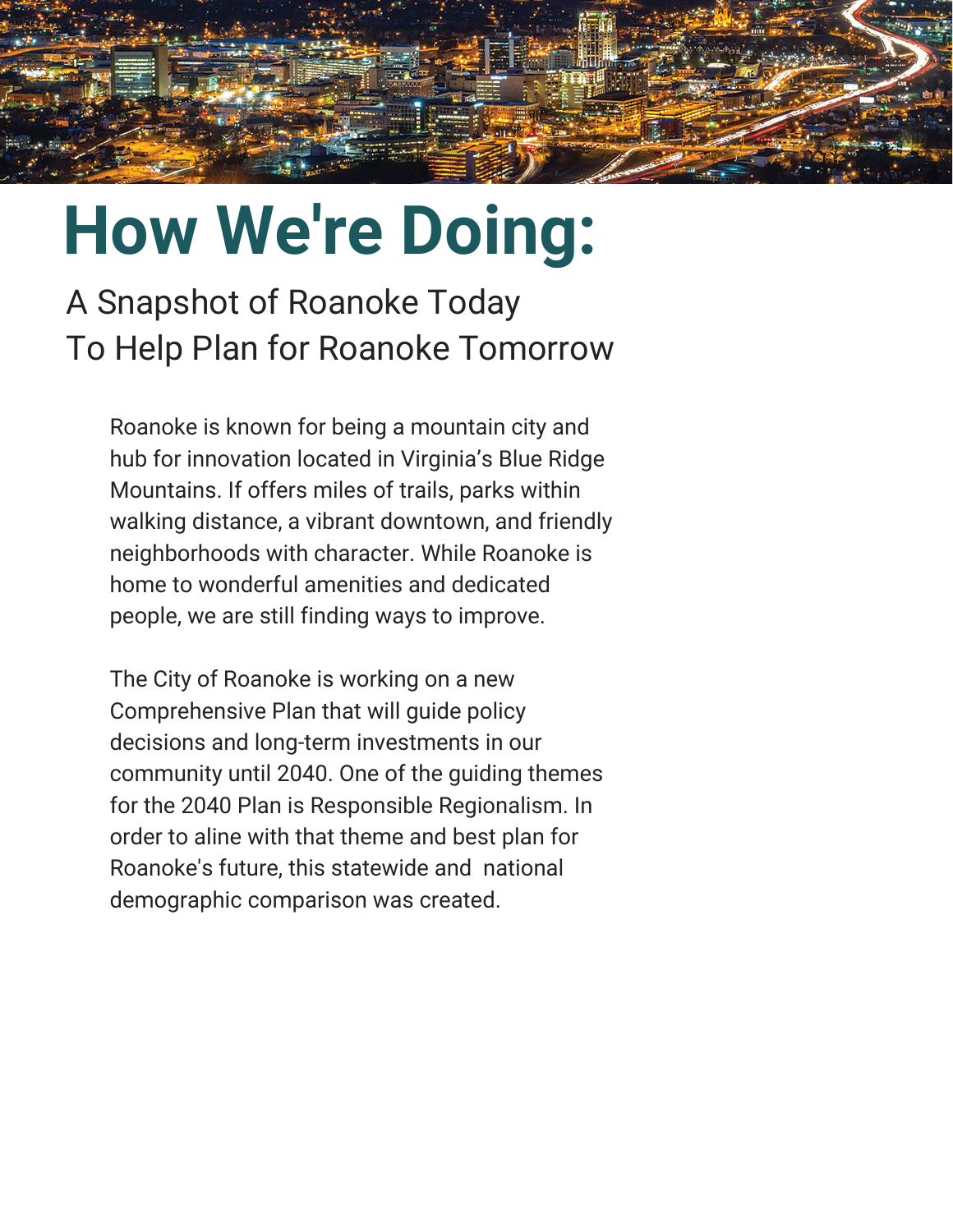# How We're Doing:

A Snapshot of Roanoke Today
To Help Plan for Roanoke Tomorrow

Roanoke is known for being a mountain city and hub for innovation located in Virginia's Blue Ridge Mountains. If offers miles of trails, parks within walking distance, a vibrant downtown, and friendly neighborhoods with character. While Roanoke is home to wonderful amenities and dedicated people, we are still finding ways to improve.

The City of Roanoke is working on a new Comprehensive Plan that will guide policy decisions and long-term investments in our community until 2040. One of the guiding themes for the 2040 Plan is Responsible Regionalism. In order to aline with that theme and best plan for Roanoke's future, this statewide and national demographic comparison was created.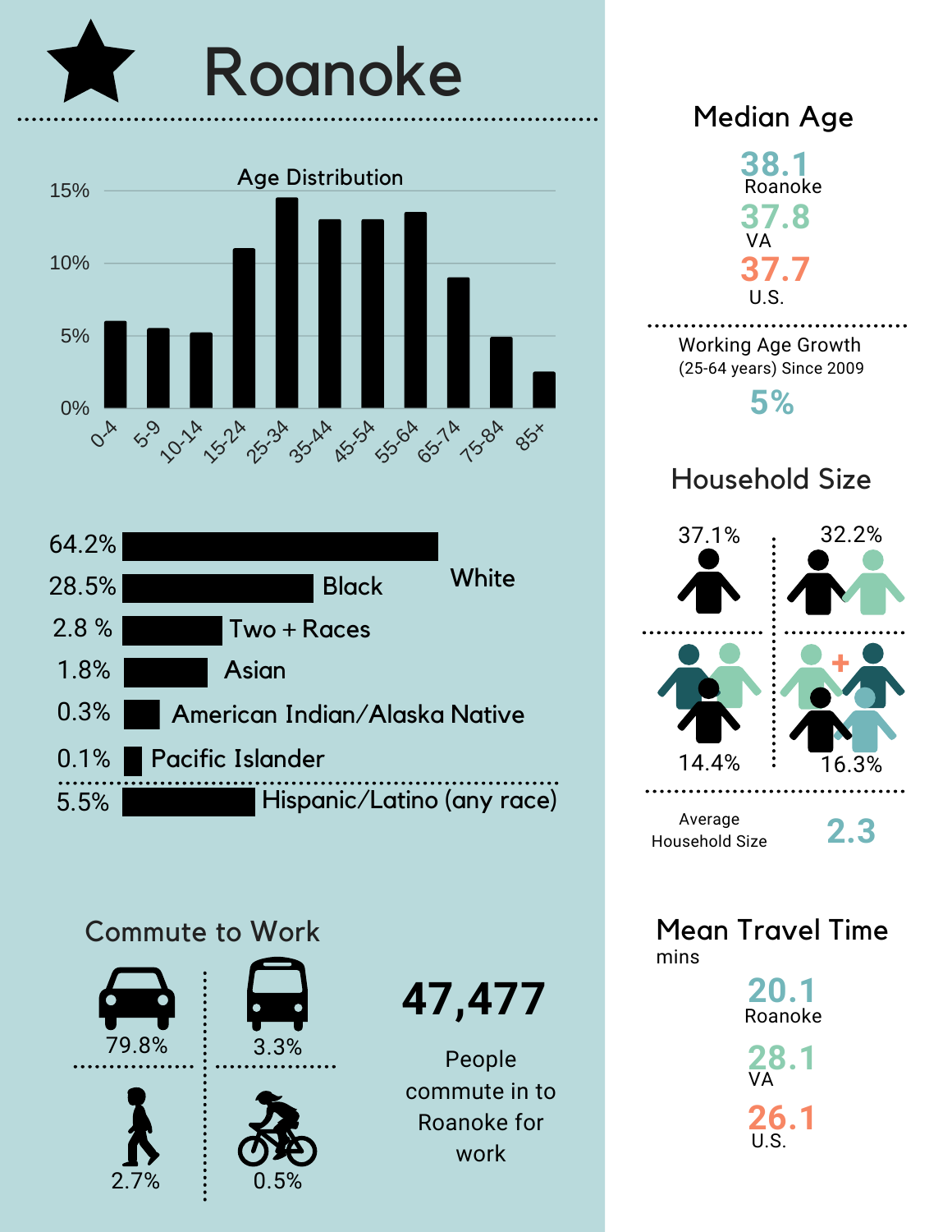# Roanoke

## Age Distribution

| Age | Percent |
| --- | --- |
| 0-4 | ~6% |
| 5-9 | ~5.5% |
| 10-14 | ~5.2% |
| 15-24 | ~11% |
| 25-34 | ~14.5% |
| 35-44 | ~13% |
| 45-54 | ~13% |
| 55-64 | ~13.5% |
| 65-74 | ~9% |
| 75-84 | ~5% |
| 85+ | ~2.5% |

| Percent | Race/Ethnicity |
| --- | --- |
| 64.2% | White |
| 28.5% | Black |
| 2.8 % | Two + Races |
| 1.8% | Asian |
| 0.3% | American Indian/Alaska Native |
| 0.1% | Pacific Islander |
| 5.5% | Hispanic/Latino (any race) |

## Commute to Work

| Mode | Percent |
| --- | --- |
| Car | 79.8% |
| Bus | 3.3% |
| Walk | 2.7% |
| Bike | 0.5% |

**47,477**

People commute in to Roanoke for work

## Median Age

- 38.1 Roanoke
- 37.8 VA
- 37.7 U.S.

Working Age Growth (25-64 years) Since 2009

5%

## Household Size

- 1 person: 37.1%
- 2 persons: 32.2%
- 3 persons: 14.4%
- 4+ persons: 16.3%

Average Household Size: 2.3

## Mean Travel Time

mins

- 20.1 Roanoke
- 28.1 VA
- 26.1 U.S.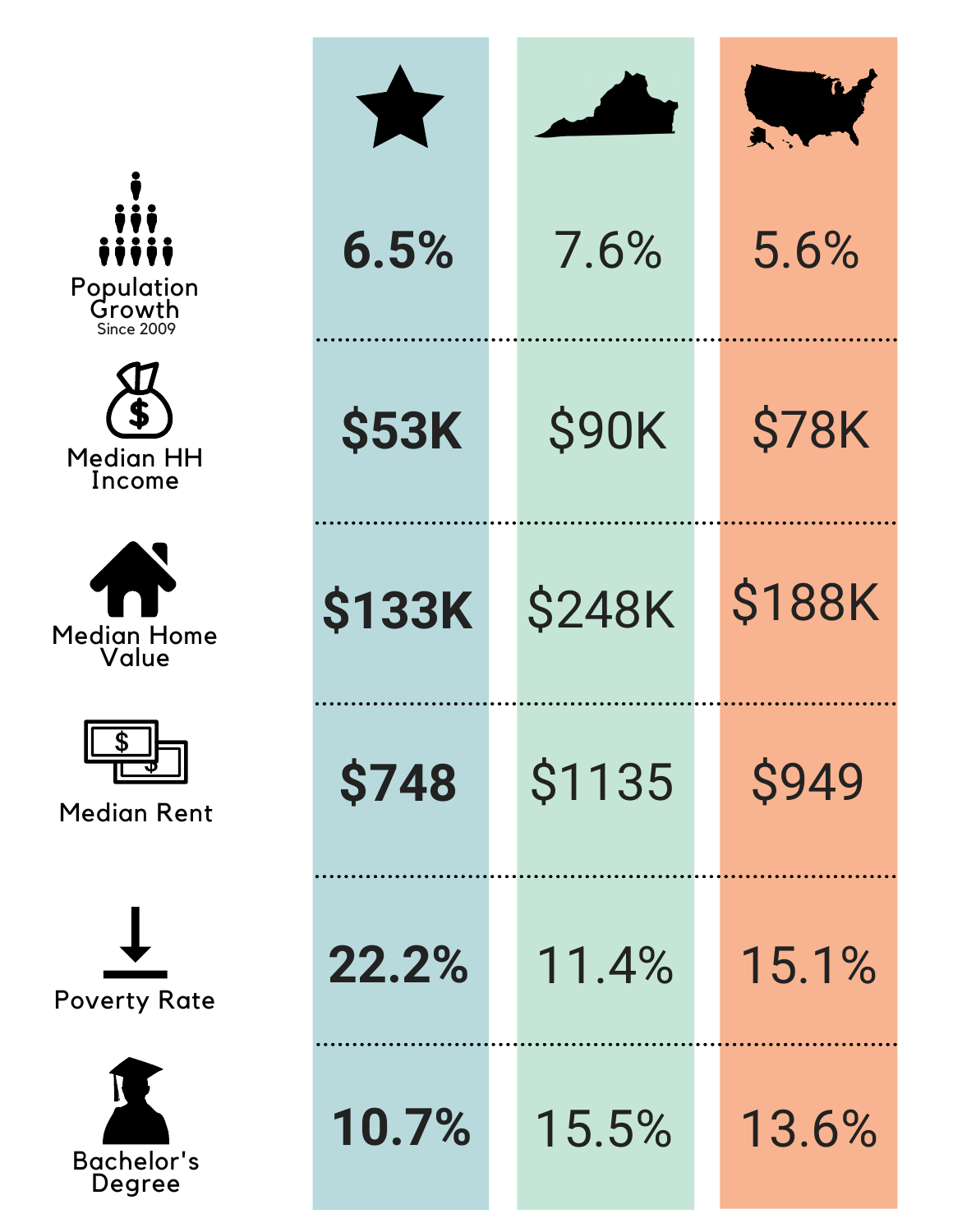| | ★ | Virginia | United States |
|---|---|---|---|
| Population Growth Since 2009 | **6.5%** | 7.6% | 5.6% |
| Median HH Income | **$53K** | $90K | $78K |
| Median Home Value | **$133K** | $248K | $188K |
| Median Rent | **$748** | $1135 | $949 |
| Poverty Rate | **22.2%** | 11.4% | 15.1% |
| Bachelor's Degree | **10.7%** | 15.5% | 13.6% |